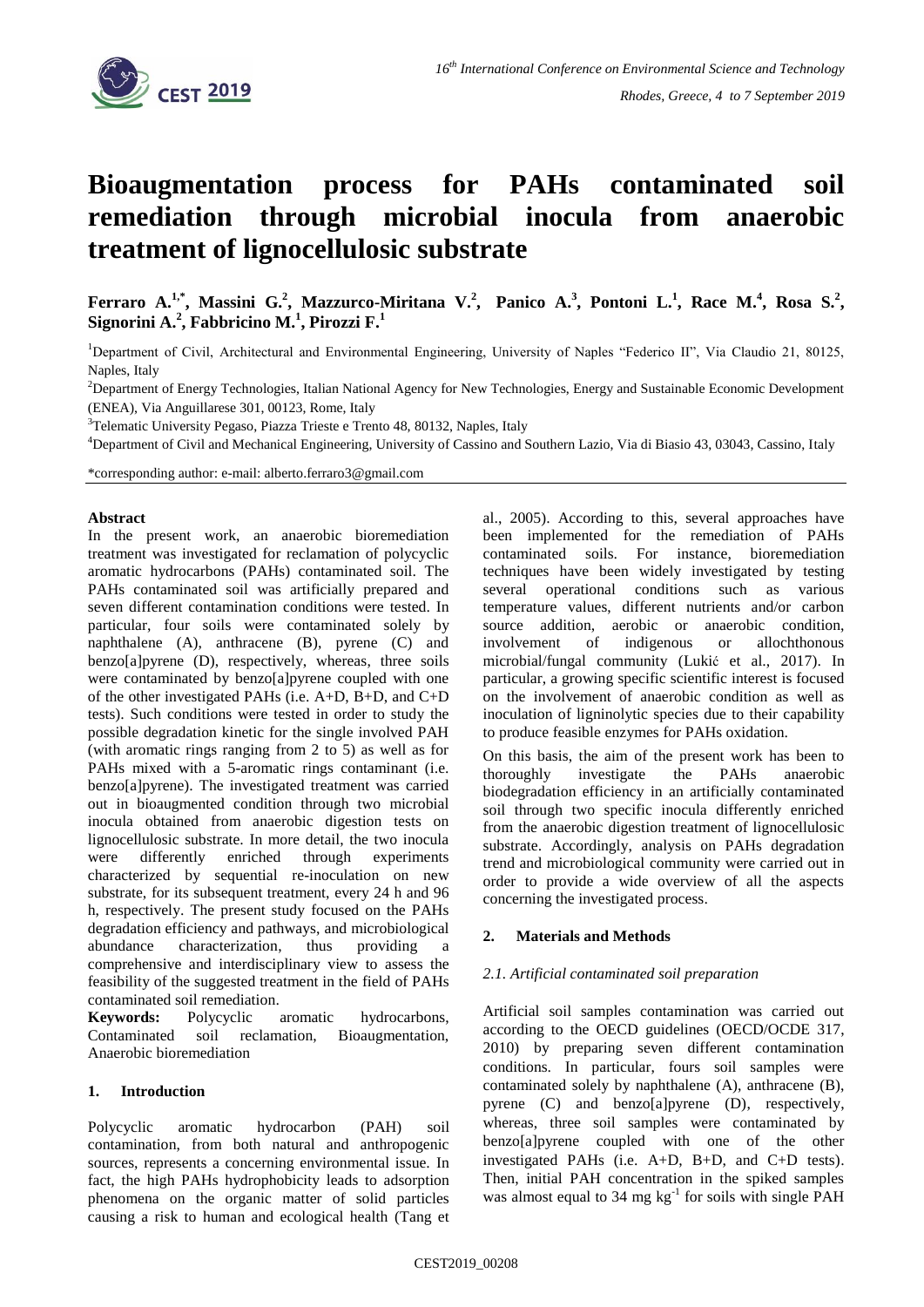# Bioaugmentation process for PAHs contaminated soil remediation through microbial inocula from anaerobic treatment of lignocellulosic substrate

**Ferraro A.[1,*], Massini G.[2], Mazzurco-Miritana V.[2], Panico A.[3], Pontoni L.[1], Race M.[4], Rosa S.[2], Signorini A.[2], Fabbricino M.[1], Pirozzi F.[1]**

[1]Department of Civil, Architectural and Environmental Engineering, University of Naples "Federico II", Via Claudio 21, 80125, Naples, Italy

[2]Department of Energy Technologies, Italian National Agency for New Technologies, Energy and Sustainable Economic Development (ENEA), Via Anguillarese 301, 00123, Rome, Italy

[3]Telematic University Pegaso, Piazza Trieste e Trento 48, 80132, Naples, Italy

[4]Department of Civil and Mechanical Engineering, University of Cassino and Southern Lazio, Via di Biasio 43, 03043, Cassino, Italy

*corresponding author: e-mail: alberto.ferraro3@gmail.com

**Abstract**

In the present work, an anaerobic bioremediation treatment was investigated for reclamation of polycyclic aromatic hydrocarbons (PAHs) contaminated soil. The PAHs contaminated soil was artificially prepared and seven different contamination conditions were tested. In particular, four soils were contaminated solely by naphthalene (A), anthracene (B), pyrene (C) and benzo[a]pyrene (D), respectively, whereas, three soils were contaminated by benzo[a]pyrene coupled with one of the other investigated PAHs (i.e. A+D, B+D, and C+D tests). Such conditions were tested in order to study the possible degradation kinetic for the single involved PAH (with aromatic rings ranging from 2 to 5) as well as for PAHs mixed with a 5-aromatic rings contaminant (i.e. benzo[a]pyrene). The investigated treatment was carried out in bioaugmented condition through two microbial inocula obtained from anaerobic digestion tests on lignocellulosic substrate. In more detail, the two inocula were differently enriched through experiments characterized by sequential re-inoculation on new substrate, for its subsequent treatment, every 24 h and 96 h, respectively. The present study focused on the PAHs degradation efficiency and pathways, and microbiological abundance characterization, thus providing a comprehensive and interdisciplinary view to assess the feasibility of the suggested treatment in the field of PAHs contaminated soil remediation.

**Keywords:** Polycyclic aromatic hydrocarbons, Contaminated soil reclamation, Bioaugmentation, Anaerobic bioremediation

## 1. Introduction

Polycyclic aromatic hydrocarbon (PAH) soil contamination, from both natural and anthropogenic sources, represents a concerning environmental issue. In fact, the high PAHs hydrophobicity leads to adsorption phenomena on the organic matter of solid particles causing a risk to human and ecological health (Tang et al., 2005). According to this, several approaches have been implemented for the remediation of PAHs contaminated soils. For instance, bioremediation techniques have been widely investigated by testing several operational conditions such as various temperature values, different nutrients and/or carbon source addition, aerobic or anaerobic condition, involvement of indigenous or allochthonous microbial/fungal community (Lukić et al., 2017). In particular, a growing specific scientific interest is focused on the involvement of anaerobic condition as well as inoculation of ligninolytic species due to their capability to produce feasible enzymes for PAHs oxidation.

On this basis, the aim of the present work has been to thoroughly investigate the PAHs anaerobic biodegradation efficiency in an artificially contaminated soil through two specific inocula differently enriched from the anaerobic digestion treatment of lignocellulosic substrate. Accordingly, analysis on PAHs degradation trend and microbiological community were carried out in order to provide a wide overview of all the aspects concerning the investigated process.

## 2. Materials and Methods

### *2.1. Artificial contaminated soil preparation*

Artificial soil samples contamination was carried out according to the OECD guidelines (OECD/OCDE 317, 2010) by preparing seven different contamination conditions. In particular, fours soil samples were contaminated solely by naphthalene (A), anthracene (B), pyrene (C) and benzo[a]pyrene (D), respectively, whereas, three soil samples were contaminated by benzo[a]pyrene coupled with one of the other investigated PAHs (i.e. A+D, B+D, and C+D tests). Then, initial PAH concentration in the spiked samples was almost equal to 34 mg $kg^{-1}$ for soils with single PAH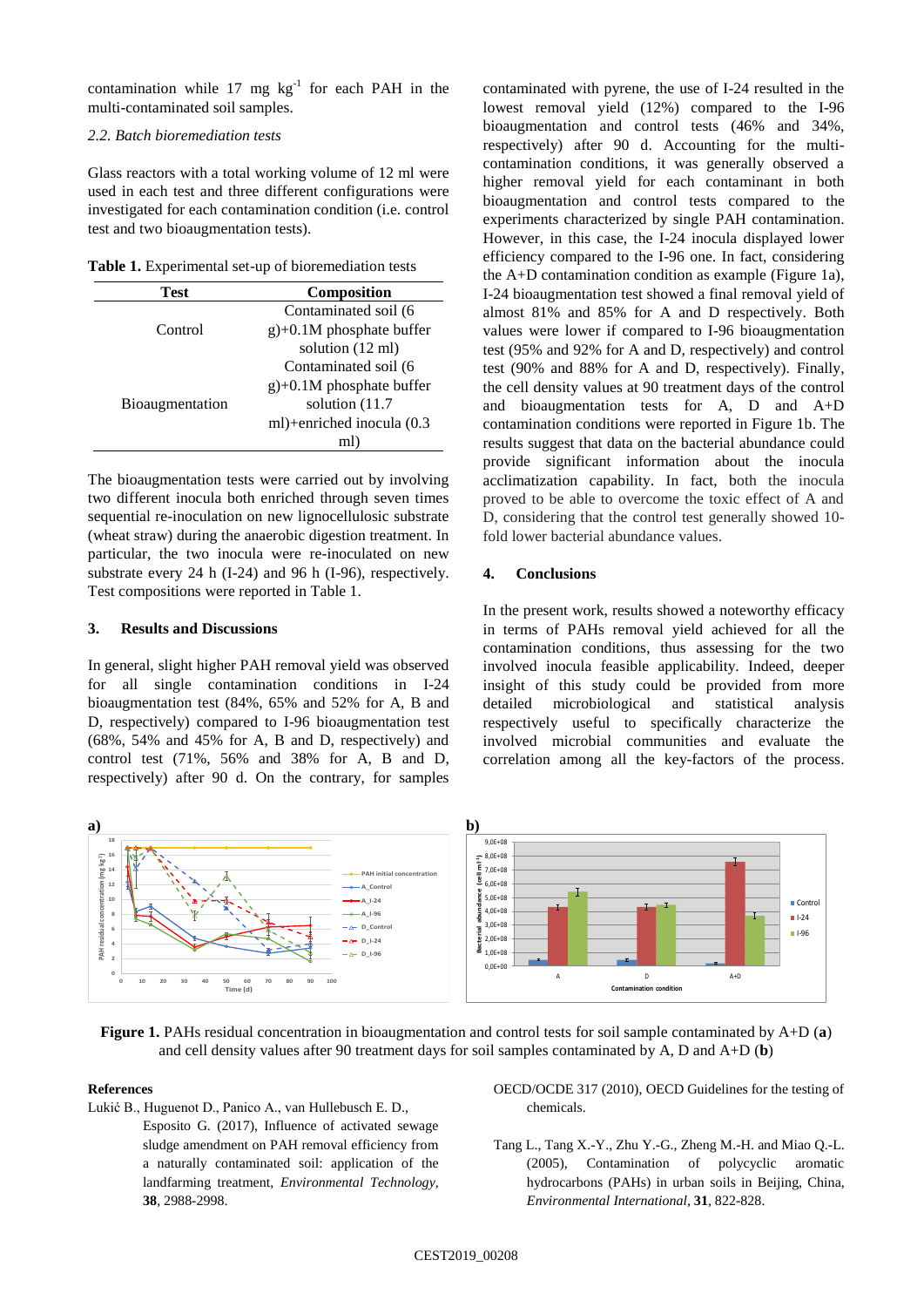contamination while 17 mg $kg^{-1}$ for each PAH in the multi-contaminated soil samples.

*2.2. Batch bioremediation tests*

Glass reactors with a total working volume of 12 ml were used in each test and three different configurations were investigated for each contamination condition (i.e. control test and two bioaugmentation tests).

**Table 1.** Experimental set-up of bioremediation tests

| Test | Composition |
|---|---|
| Control | Contaminated soil (6 g)+0.1M phosphate buffer solution (12 ml) |
| Bioaugmentation | Contaminated soil (6 g)+0.1M phosphate buffer solution (11.7 ml)+enriched inocula (0.3 ml) |

The bioaugmentation tests were carried out by involving two different inocula both enriched through seven times sequential re-inoculation on new lignocellulosic substrate (wheat straw) during the anaerobic digestion treatment. In particular, the two inocula were re-inoculated on new substrate every 24 h (I-24) and 96 h (I-96), respectively. Test compositions were reported in Table 1.

## 3. Results and Discussions

In general, slight higher PAH removal yield was observed for all single contamination conditions in I-24 bioaugmentation test (84%, 65% and 52% for A, B and D, respectively) compared to I-96 bioaugmentation test (68%, 54% and 45% for A, B and D, respectively) and control test (71%, 56% and 38% for A, B and D, respectively) after 90 d. On the contrary, for samples contaminated with pyrene, the use of I-24 resulted in the lowest removal yield (12%) compared to the I-96 bioaugmentation and control tests (46% and 34%, respectively) after 90 d. Accounting for the multi-contamination conditions, it was generally observed a higher removal yield for each contaminant in both bioaugmentation and control tests compared to the experiments characterized by single PAH contamination. However, in this case, the I-24 inocula displayed lower efficiency compared to the I-96 one. In fact, considering the A+D contamination condition as example (Figure 1a), I-24 bioaugmentation test showed a final removal yield of almost 81% and 85% for A and D respectively. Both values were lower if compared to I-96 bioaugmentation test (95% and 92% for A and D, respectively) and control test (90% and 88% for A and D, respectively). Finally, the cell density values at 90 treatment days of the control and bioaugmentation tests for A, D and A+D contamination conditions were reported in Figure 1b. The results suggest that data on the bacterial abundance could provide significant information about the inocula acclimatization capability. In fact, both the inocula proved to be able to overcome the toxic effect of A and D, considering that the control test generally showed 10-fold lower bacterial abundance values.

## 4. Conclusions

In the present work, results showed a noteworthy efficacy in terms of PAHs removal yield achieved for all the contamination conditions, thus assessing for the two involved inocula feasible applicability. Indeed, deeper insight of this study could be provided from more detailed microbiological and statistical analysis respectively useful to specifically characterize the involved microbial communities and evaluate the correlation among all the key-factors of the process.

a)

PAH residual concentration (mg kg⁻¹)

Time (d)

PAH initial concentration
A_Control
A_I-24
A_I-96
D_Control
D_I-24
D_I-96

b)

Bacterial abundance (cell ml⁻¹)

Contamination condition

A
D
A+D

Control
I-24
I-96

**Figure 1.** PAHs residual concentration in bioaugmentation and control tests for soil sample contaminated by A+D (**a**) and cell density values after 90 treatment days for soil samples contaminated by A, D and A+D (**b**)

**References**

Lukić B., Huguenot D., Panico A., van Hullebusch E. D., Esposito G. (2017), Influence of activated sewage sludge amendment on PAH removal efficiency from a naturally contaminated soil: application of the landfarming treatment, *Environmental Technology*, **38**, 2988-2998.

OECD/OCDE 317 (2010), OECD Guidelines for the testing of chemicals.

Tang L., Tang X.-Y., Zhu Y.-G., Zheng M.-H. and Miao Q.-L. (2005), Contamination of polycyclic aromatic hydrocarbons (PAHs) in urban soils in Beijing, China, *Environmental International*, **31**, 822-828.